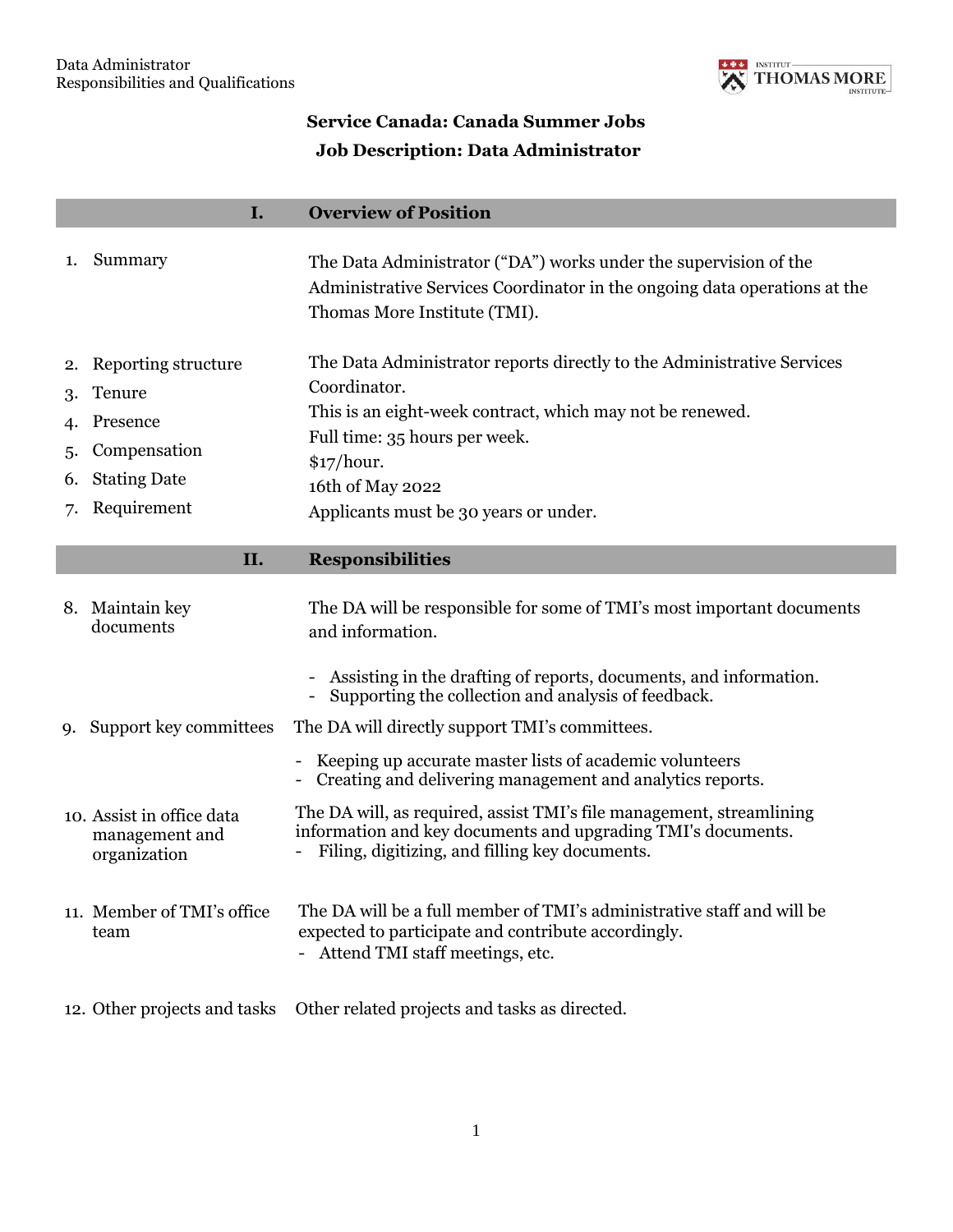# Service Canada: Canada Summer Jobs

## Job Description: Data Administrator

| | |
|---|---|
| **I.** | **Overview of Position** |
| 1. Summary | The Data Administrator ("DA") works under the supervision of the Administrative Services Coordinator in the ongoing data operations at the Thomas More Institute (TMI). |
| 2. Reporting structure | The Data Administrator reports directly to the Administrative Services Coordinator. |
| 3. Tenure | This is an eight-week contract, which may not be renewed. |
| 4. Presence | Full time: 35 hours per week. |
| 5. Compensation | $17/hour. |
| 6. Stating Date | 16th of May 2022 |
| 7. Requirement | Applicants must be 30 years or under. |
| **II.** | **Responsibilities** |
| 8. Maintain key documents | The DA will be responsible for some of TMI's most important documents and information.<br>- Assisting in the drafting of reports, documents, and information.<br>- Supporting the collection and analysis of feedback. |
| 9. Support key committees | The DA will directly support TMI's committees.<br>- Keeping up accurate master lists of academic volunteers<br>- Creating and delivering management and analytics reports. |
| 10. Assist in office data management and organization | The DA will, as required, assist TMI's file management, streamlining information and key documents and upgrading TMI's documents.<br>- Filing, digitizing, and filling key documents. |
| 11. Member of TMI's office team | The DA will be a full member of TMI's administrative staff and will be expected to participate and contribute accordingly.<br>- Attend TMI staff meetings, etc. |
| 12. Other projects and tasks | Other related projects and tasks as directed. |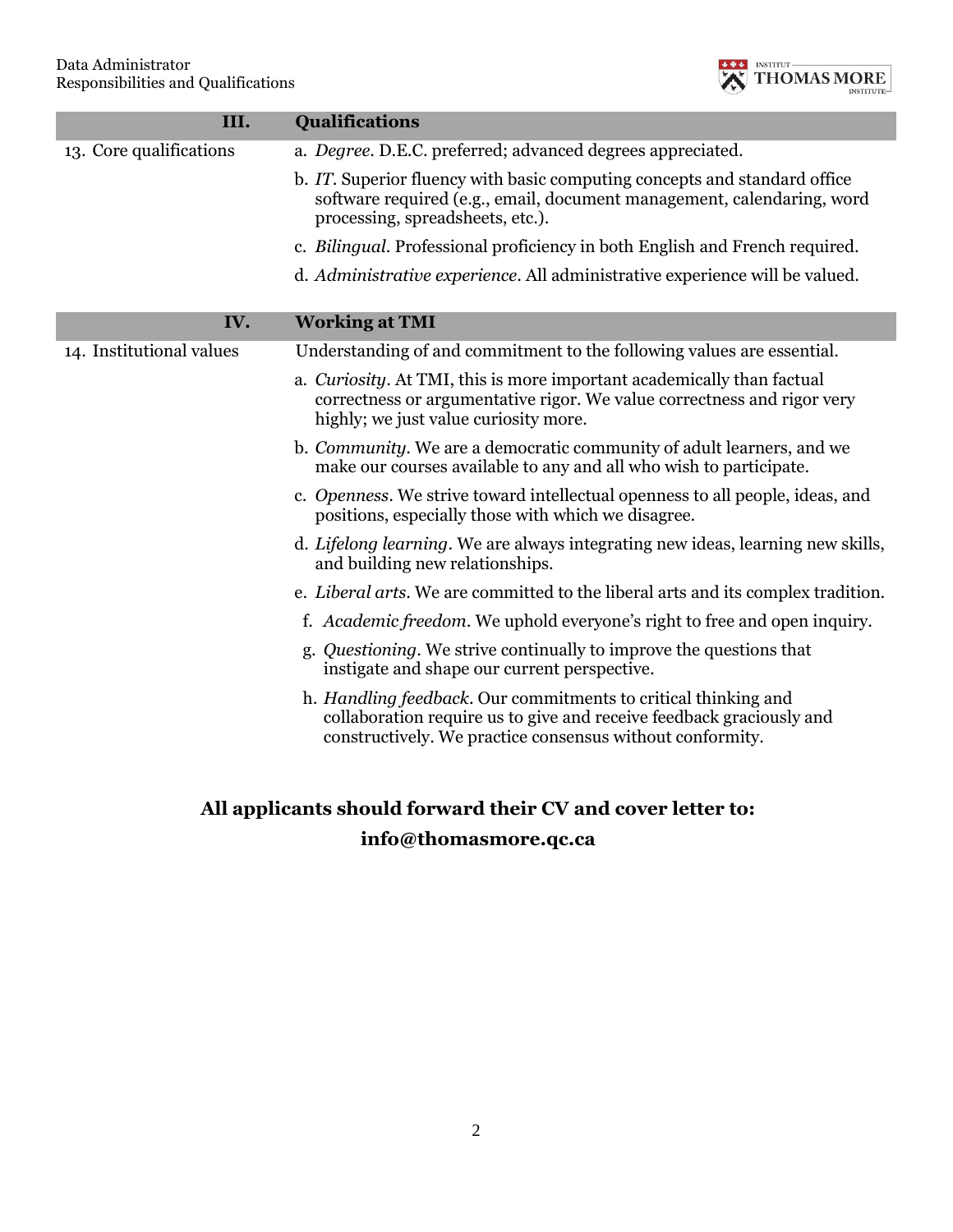| III. | Qualifications |
|---|---|
| 13. Core qualifications | a. *Degree*. D.E.C. preferred; advanced degrees appreciated. |
| | b. *IT*. Superior fluency with basic computing concepts and standard office software required (e.g., email, document management, calendaring, word processing, spreadsheets, etc.). |
| | c. *Bilingual*. Professional proficiency in both English and French required. |
| | d. *Administrative experience*. All administrative experience will be valued. |

| IV. | Working at TMI |
|---|---|
| 14. Institutional values | Understanding of and commitment to the following values are essential. |
| | a. *Curiosity*. At TMI, this is more important academically than factual correctness or argumentative rigor. We value correctness and rigor very highly; we just value curiosity more. |
| | b. *Community*. We are a democratic community of adult learners, and we make our courses available to any and all who wish to participate. |
| | c. *Openness*. We strive toward intellectual openness to all people, ideas, and positions, especially those with which we disagree. |
| | d. *Lifelong learning*. We are always integrating new ideas, learning new skills, and building new relationships. |
| | e. *Liberal arts*. We are committed to the liberal arts and its complex tradition. |
| | f. *Academic freedom*. We uphold everyone's right to free and open inquiry. |
| | g. *Questioning*. We strive continually to improve the questions that instigate and shape our current perspective. |
| | h. *Handling feedback*. Our commitments to critical thinking and collaboration require us to give and receive feedback graciously and constructively. We practice consensus without conformity. |

**All applicants should forward their CV and cover letter to:**

**info@thomasmore.qc.ca**